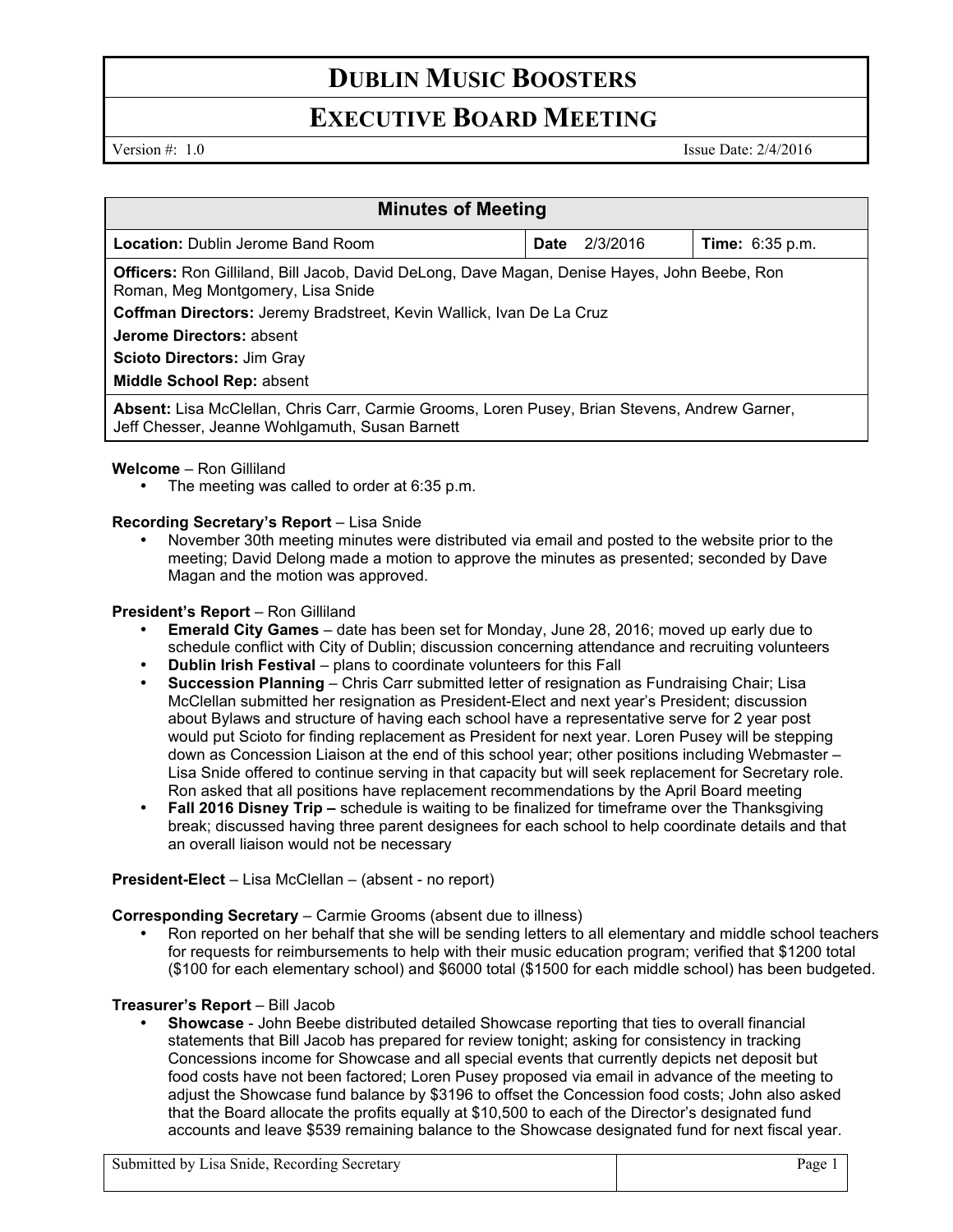# DUBLIN MUSIC BOOSTERS

## EXECUTIVE BOARD MEETING

Version #: 1.0 Issue Date: 2/4/2016

| Minutes of Meeting | | |
|---|---|---|
| **Location:** Dublin Jerome Band Room | **Date** 2/3/2016 | **Time:** 6:35 p.m. |
| **Officers:** Ron Gilliland, Bill Jacob, David DeLong, Dave Magan, Denise Hayes, John Beebe, Ron Roman, Meg Montgomery, Lisa Snide<br>**Coffman Directors:** Jeremy Bradstreet, Kevin Wallick, Ivan De La Cruz<br>**Jerome Directors:** absent<br>**Scioto Directors:** Jim Gray<br>**Middle School Rep:** absent | | |
| **Absent:** Lisa McClellan, Chris Carr, Carmie Grooms, Loren Pusey, Brian Stevens, Andrew Garner, Jeff Chesser, Jeanne Wohlgamuth, Susan Barnett | | |

**Welcome** – Ron Gilliland

- The meeting was called to order at 6:35 p.m.

**Recording Secretary's Report** – Lisa Snide

- November 30th meeting minutes were distributed via email and posted to the website prior to the meeting; David Delong made a motion to approve the minutes as presented; seconded by Dave Magan and the motion was approved.

**President's Report** – Ron Gilliland

- **Emerald City Games** – date has been set for Monday, June 28, 2016; moved up early due to schedule conflict with City of Dublin; discussion concerning attendance and recruiting volunteers
- **Dublin Irish Festival** – plans to coordinate volunteers for this Fall
- **Succession Planning** – Chris Carr submitted letter of resignation as Fundraising Chair; Lisa McClellan submitted her resignation as President-Elect and next year's President; discussion about Bylaws and structure of having each school have a representative serve for 2 year post would put Scioto for finding replacement as President for next year. Loren Pusey will be stepping down as Concession Liaison at the end of this school year; other positions including Webmaster – Lisa Snide offered to continue serving in that capacity but will seek replacement for Secretary role. Ron asked that all positions have replacement recommendations by the April Board meeting
- **Fall 2016 Disney Trip –** schedule is waiting to be finalized for timeframe over the Thanksgiving break; discussed having three parent designees for each school to help coordinate details and that an overall liaison would not be necessary

**President-Elect** – Lisa McClellan – (absent - no report)

**Corresponding Secretary** – Carmie Grooms (absent due to illness)

- Ron reported on her behalf that she will be sending letters to all elementary and middle school teachers for requests for reimbursements to help with their music education program; verified that $1200 total ($100 for each elementary school) and $6000 total ($1500 for each middle school) has been budgeted.

**Treasurer's Report** – Bill Jacob

- **Showcase** - John Beebe distributed detailed Showcase reporting that ties to overall financial statements that Bill Jacob has prepared for review tonight; asking for consistency in tracking Concessions income for Showcase and all special events that currently depicts net deposit but food costs have not been factored; Loren Pusey proposed via email in advance of the meeting to adjust the Showcase fund balance by $3196 to offset the Concession food costs; John also asked that the Board allocate the profits equally at $10,500 to each of the Director's designated fund accounts and leave $539 remaining balance to the Showcase designated fund for next fiscal year.

Submitted by Lisa Snide, Recording Secretary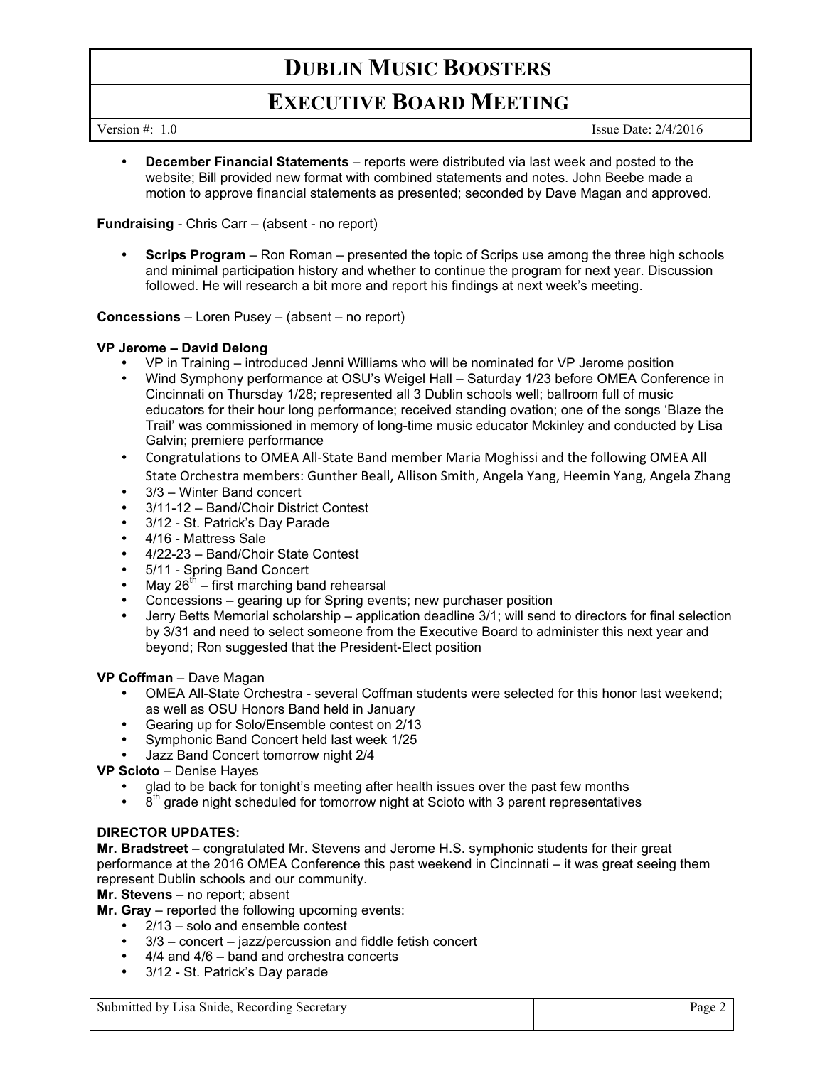- **December Financial Statements** – reports were distributed via last week and posted to the website; Bill provided new format with combined statements and notes. John Beebe made a motion to approve financial statements as presented; seconded by Dave Magan and approved.

**Fundraising** - Chris Carr – (absent - no report)

- **Scrips Program** – Ron Roman – presented the topic of Scrips use among the three high schools and minimal participation history and whether to continue the program for next year. Discussion followed. He will research a bit more and report his findings at next week's meeting.

**Concessions** – Loren Pusey – (absent – no report)

**VP Jerome – David Delong**

- VP in Training – introduced Jenni Williams who will be nominated for VP Jerome position
- Wind Symphony performance at OSU's Weigel Hall – Saturday 1/23 before OMEA Conference in Cincinnati on Thursday 1/28; represented all 3 Dublin schools well; ballroom full of music educators for their hour long performance; received standing ovation; one of the songs 'Blaze the Trail' was commissioned in memory of long-time music educator Mckinley and conducted by Lisa Galvin; premiere performance
- Congratulations to OMEA All-State Band member Maria Moghissi and the following OMEA All State Orchestra members: Gunther Beall, Allison Smith, Angela Yang, Heemin Yang, Angela Zhang
- 3/3 – Winter Band concert
- 3/11-12 – Band/Choir District Contest
- 3/12 - St. Patrick's Day Parade
- 4/16 - Mattress Sale
- 4/22-23 – Band/Choir State Contest
- 5/11 - Spring Band Concert
- May 26th – first marching band rehearsal
- Concessions – gearing up for Spring events; new purchaser position
- Jerry Betts Memorial scholarship – application deadline 3/1; will send to directors for final selection by 3/31 and need to select someone from the Executive Board to administer this next year and beyond; Ron suggested that the President-Elect position

**VP Coffman** – Dave Magan

- OMEA All-State Orchestra - several Coffman students were selected for this honor last weekend; as well as OSU Honors Band held in January
- Gearing up for Solo/Ensemble contest on 2/13
- Symphonic Band Concert held last week 1/25
- Jazz Band Concert tomorrow night 2/4

**VP Scioto** – Denise Hayes

- glad to be back for tonight's meeting after health issues over the past few months
- 8th grade night scheduled for tomorrow night at Scioto with 3 parent representatives

**DIRECTOR UPDATES:**

**Mr. Bradstreet** – congratulated Mr. Stevens and Jerome H.S. symphonic students for their great performance at the 2016 OMEA Conference this past weekend in Cincinnati – it was great seeing them represent Dublin schools and our community.

**Mr. Stevens** – no report; absent

**Mr. Gray** – reported the following upcoming events:

- 2/13 – solo and ensemble contest
- 3/3 – concert – jazz/percussion and fiddle fetish concert
- 4/4 and 4/6 – band and orchestra concerts
- 3/12 - St. Patrick's Day parade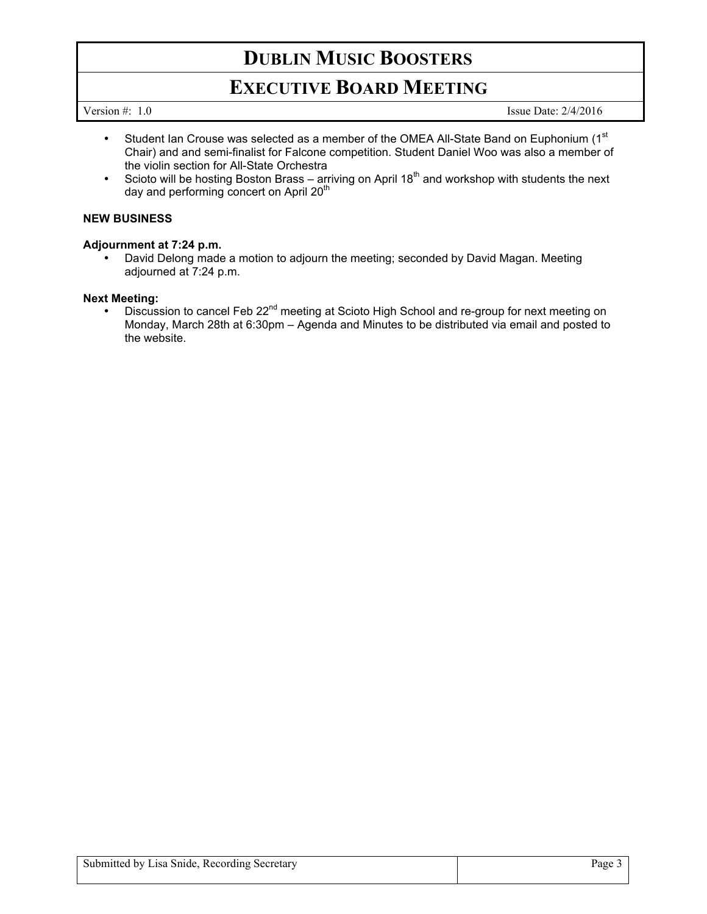- Student Ian Crouse was selected as a member of the OMEA All-State Band on Euphonium (1st Chair) and and semi-finalist for Falcone competition. Student Daniel Woo was also a member of the violin section for All-State Orchestra
- Scioto will be hosting Boston Brass – arriving on April 18th and workshop with students the next day and performing concert on April 20th

**NEW BUSINESS**

**Adjournment at 7:24 p.m.**

- David Delong made a motion to adjourn the meeting; seconded by David Magan. Meeting adjourned at 7:24 p.m.

**Next Meeting:**

- Discussion to cancel Feb 22nd meeting at Scioto High School and re-group for next meeting on Monday, March 28th at 6:30pm – Agenda and Minutes to be distributed via email and posted to the website.